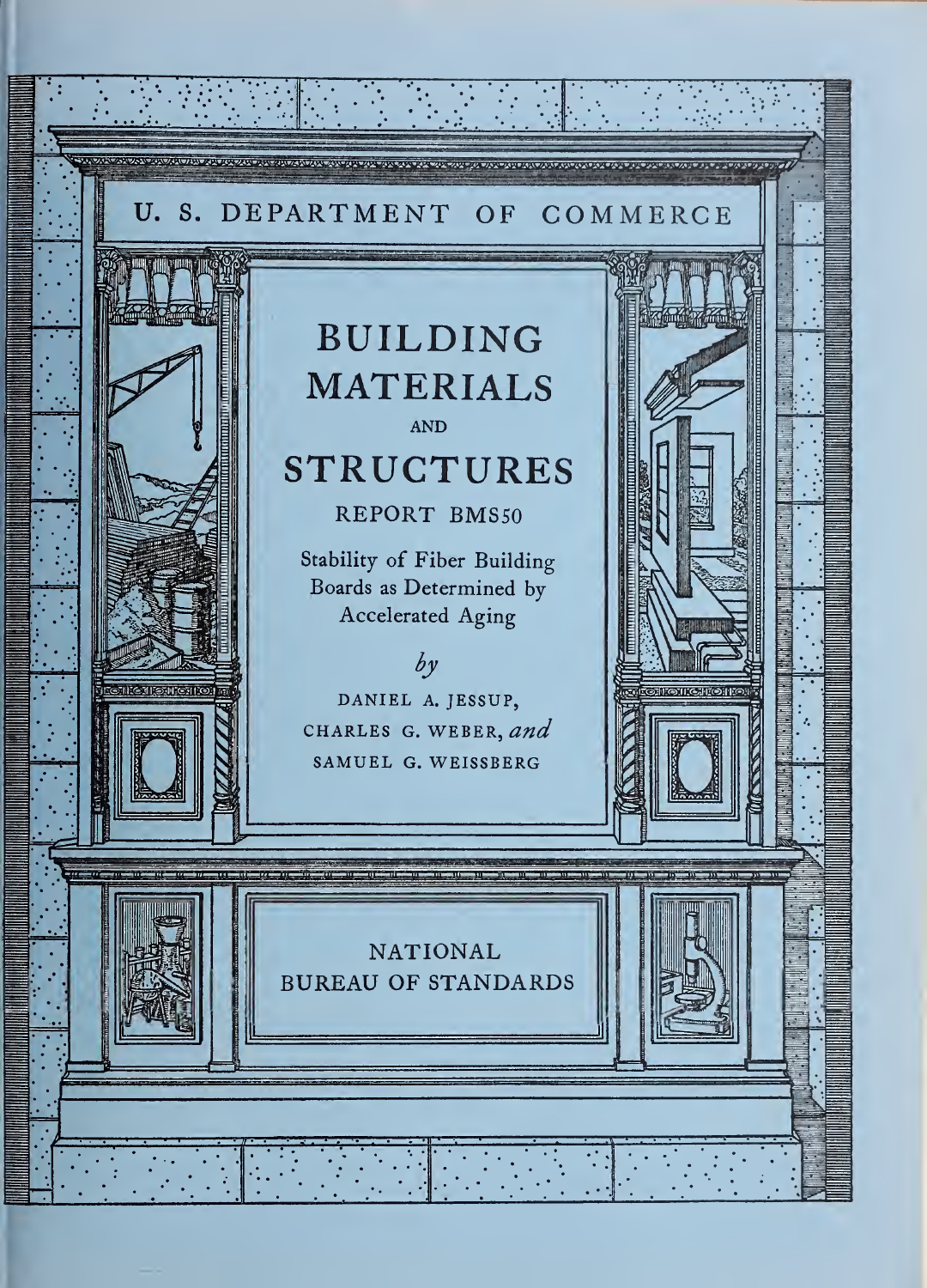U. S. DEPARTMENT OF COMMERCE

# BUILDING MATERIALS AND STRUCTURES

REPORT BMS50

## Stability of Fiber Building Boards as Determined by Accelerated Aging

*by*

DANIEL A. JESSUP,
CHARLES G. WEBER, *and*
SAMUEL G. WEISSBERG

NATIONAL
BUREAU OF STANDARDS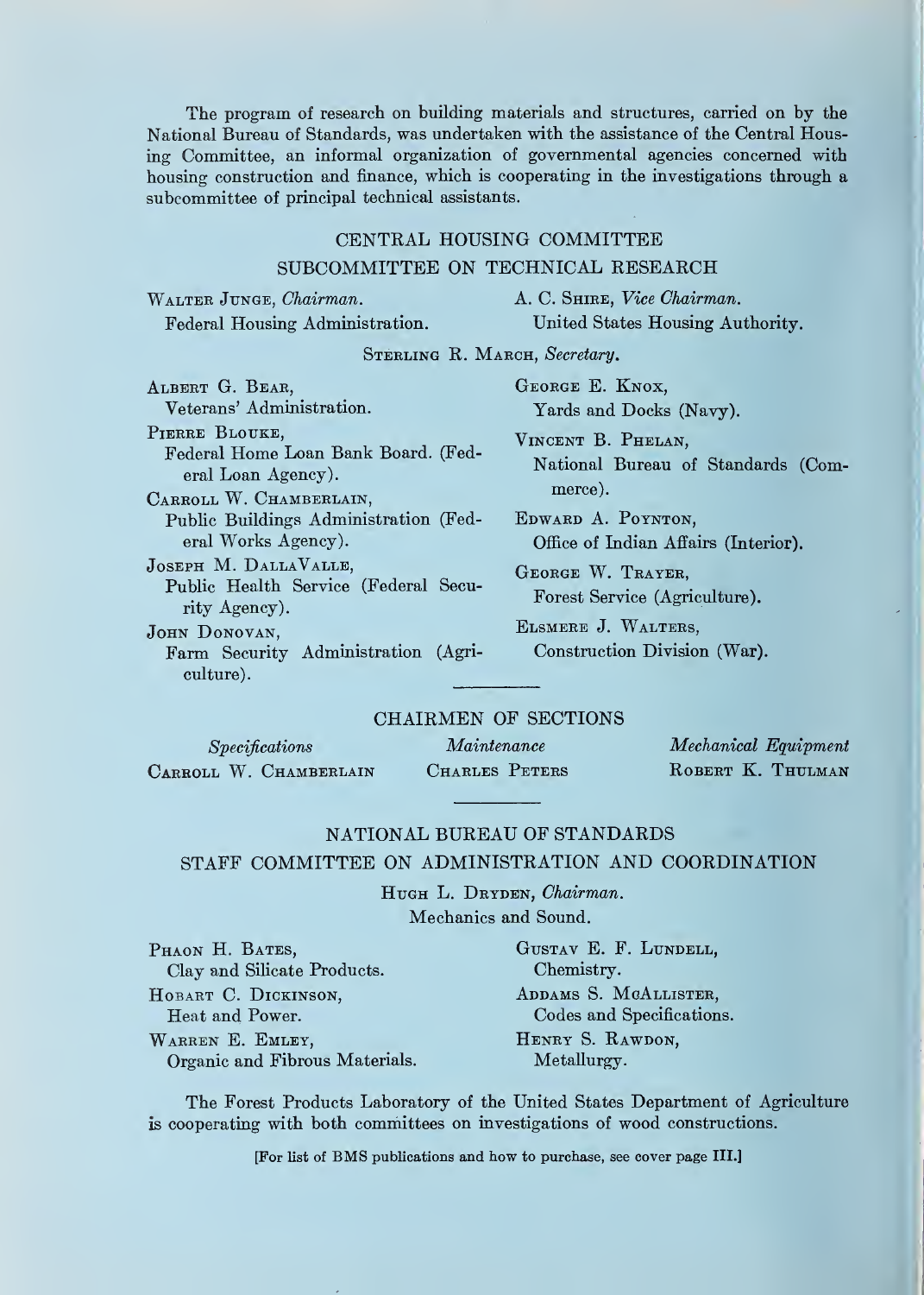The program of research on building materials and structures, carried on by the National Bureau of Standards, was undertaken with the assistance of the Central Housing Committee, an informal organization of governmental agencies concerned with housing construction and finance, which is cooperating in the investigations through a subcommittee of principal technical assistants.

## CENTRAL HOUSING COMMITTEE
## SUBCOMMITTEE ON TECHNICAL RESEARCH

WALTER JUNGE, *Chairman*.
Federal Housing Administration.

A. C. SHIRE, *Vice Chairman*.
United States Housing Authority.

STERLING R. MARCH, *Secretary*.

ALBERT G. BEAR,
Veterans' Administration.

PIERRE BLOUKE,
Federal Home Loan Bank Board. (Federal Loan Agency).

CARROLL W. CHAMBERLAIN,
Public Buildings Administration (Federal Works Agency).

JOSEPH M. DALLAVALLE,
Public Health Service (Federal Security Agency).

JOHN DONOVAN,
Farm Security Administration (Agriculture).

GEORGE E. KNOX,
Yards and Docks (Navy).

VINCENT B. PHELAN,
National Bureau of Standards (Commerce).

EDWARD A. POYNTON,
Office of Indian Affairs (Interior).

GEORGE W. TRAYER,
Forest Service (Agriculture).

ELSMERE J. WALTERS,
Construction Division (War).

---

## CHAIRMEN OF SECTIONS

| *Specifications* | *Maintenance* | *Mechanical Equipment* |
|---|---|---|
| CARROLL W. CHAMBERLAIN | CHARLES PETERS | ROBERT K. THULMAN |

---

## NATIONAL BUREAU OF STANDARDS
## STAFF COMMITTEE ON ADMINISTRATION AND COORDINATION

HUGH L. DRYDEN, *Chairman*.
Mechanics and Sound.

PHAON H. BATES,
Clay and Silicate Products.

HOBART C. DICKINSON,
Heat and Power.

WARREN E. EMLEY,
Organic and Fibrous Materials.

GUSTAV E. F. LUNDELL,
Chemistry.

ADDAMS S. MCALLISTER,
Codes and Specifications.

HENRY S. RAWDON,
Metallurgy.

The Forest Products Laboratory of the United States Department of Agriculture is cooperating with both committees on investigations of wood constructions.

[For list of BMS publications and how to purchase, see cover page III.]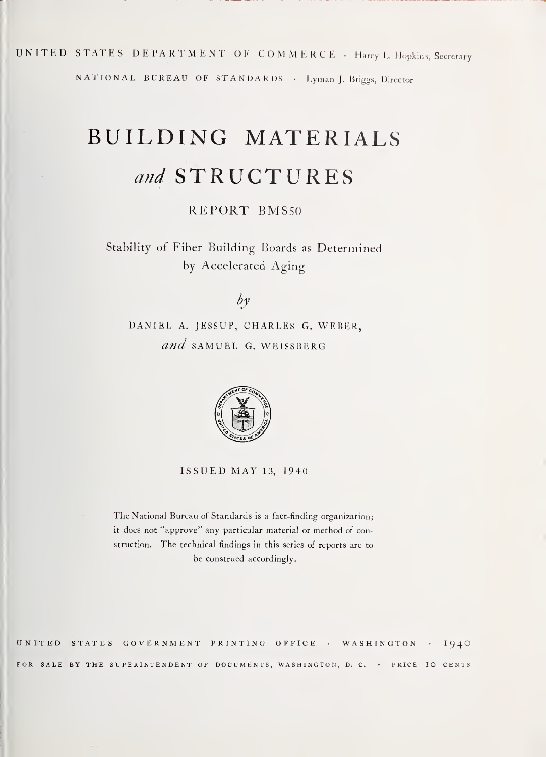UNITED STATES DEPARTMENT OF COMMERCE · Harry L. Hopkins, Secretary

NATIONAL BUREAU OF STANDARDS · Lyman J. Briggs, Director

# BUILDING MATERIALS *and* STRUCTURES

REPORT BMS50

## Stability of Fiber Building Boards as Determined by Accelerated Aging

*by*

DANIEL A. JESSUP, CHARLES G. WEBER, *and* SAMUEL G. WEISSBERG

ISSUED MAY 13, 1940

The National Bureau of Standards is a fact-finding organization; it does not "approve" any particular material or method of construction. The technical findings in this series of reports are to be construed accordingly.

UNITED STATES GOVERNMENT PRINTING OFFICE · WASHINGTON · 1940

FOR SALE BY THE SUPERINTENDENT OF DOCUMENTS, WASHINGTON, D. C. · PRICE 10 CENTS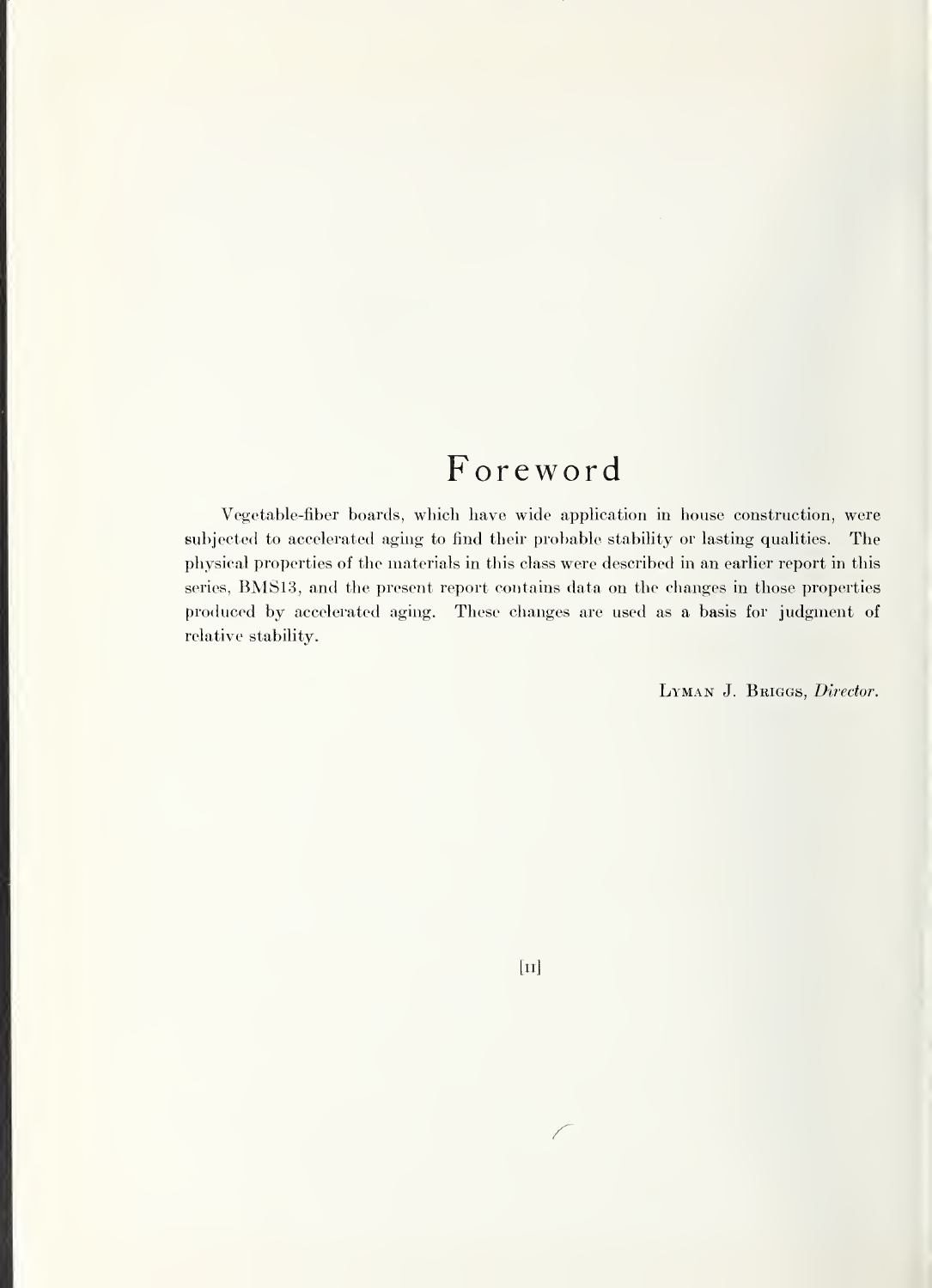# Foreword

Vegetable-fiber boards, which have wide application in house construction, were subjected to accelerated aging to find their probable stability or lasting qualities. The physical properties of the materials in this class were described in an earlier report in this series, BMS13, and the present report contains data on the changes in those properties produced by accelerated aging. These changes are used as a basis for judgment of relative stability.

Lyman J. Briggs, *Director*.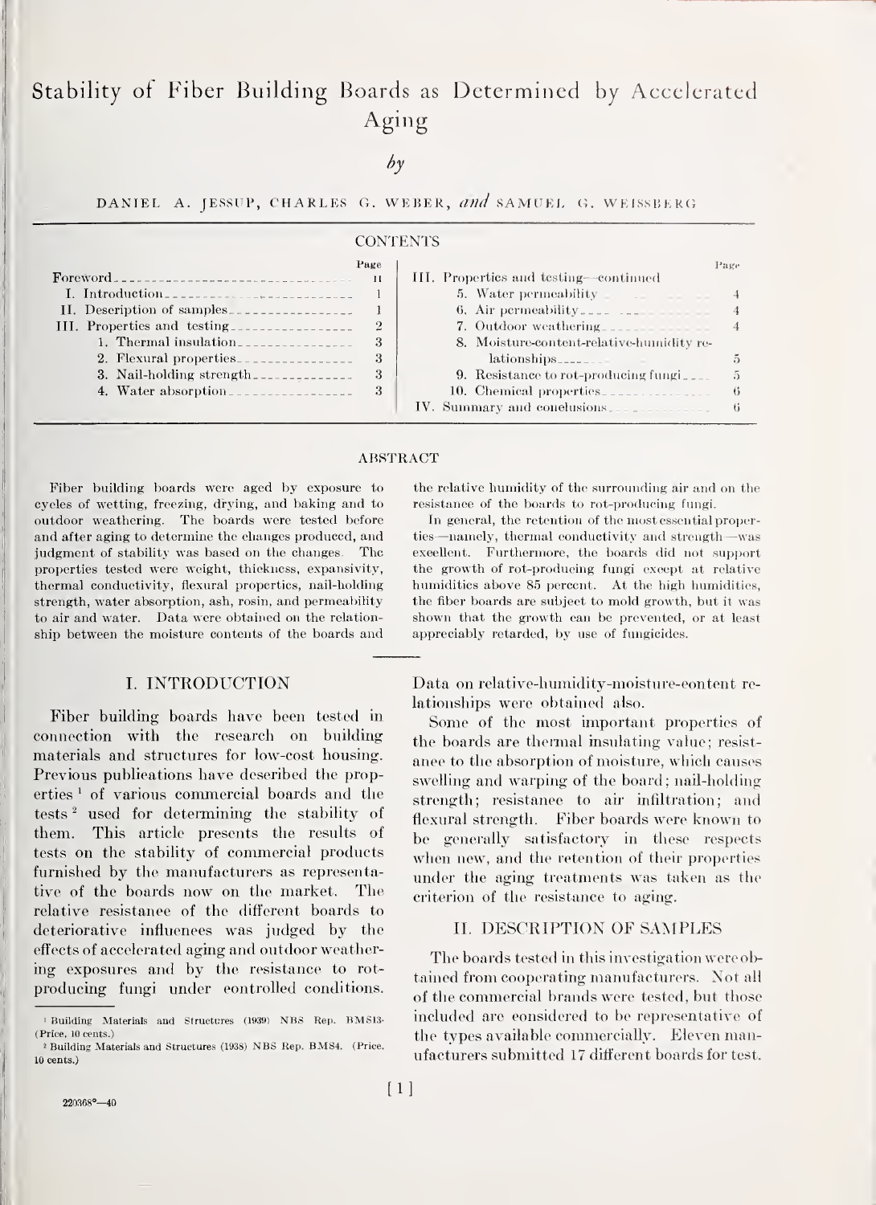# Stability of Fiber Building Boards as Determined by Accelerated Aging

*by*

DANIEL A. JESSUP, CHARLES G. WEBER, *and* SAMUEL G. WEISSBERG

CONTENTS

| | Page |
|---|---|
| Foreword | II |
| I. Introduction | 1 |
| II. Description of samples | 1 |
| III. Properties and testing | 2 |
| 1. Thermal insulation | 3 |
| 2. Flexural properties | 3 |
| 3. Nail-holding strength | 3 |
| 4. Water absorption | 3 |
| III. Properties and testing—continued | |
| 5. Water permeability | 4 |
| 6. Air permeability | 4 |
| 7. Outdoor weathering | 4 |
| 8. Moisture-content-relative-humidity relationships | 5 |
| 9. Resistance to rot-producing fungi | 5 |
| 10. Chemical properties | 6 |
| IV. Summary and conclusions | 6 |

ABSTRACT

Fiber building boards were aged by exposure to cycles of wetting, freezing, drying, and baking and to outdoor weathering. The boards were tested before and after aging to determine the changes produced, and judgment of stability was based on the changes. The properties tested were weight, thickness, expansivity, thermal conductivity, flexural properties, nail-holding strength, water absorption, ash, rosin, and permeability to air and water. Data were obtained on the relationship between the moisture contents of the boards and the relative humidity of the surrounding air and on the resistance of the boards to rot-producing fungi.

In general, the retention of the most essential properties—namely, thermal conductivity and strength—was excellent. Furthermore, the boards did not support the growth of rot-producing fungi except at relative humidities above 85 percent. At the high humidities, the fiber boards are subject to mold growth, but it was shown that the growth can be prevented, or at least appreciably retarded, by use of fungicides.

## I. INTRODUCTION

Fiber building boards have been tested in connection with the research on building materials and structures for low-cost housing. Previous publications have described the properties [1] of various commercial boards and the tests [2] used for determining the stability of them. This article presents the results of tests on the stability of commercial products furnished by the manufacturers as representative of the boards now on the market. The relative resistance of the different boards to deteriorative influences was judged by the effects of accelerated aging and outdoor weathering exposures and by the resistance to rot-producing fungi under controlled conditions. Data on relative-humidity-moisture-content relationships were obtained also.

Some of the most important properties of the boards are thermal insulating value; resistance to the absorption of moisture, which causes swelling and warping of the board; nail-holding strength; resistance to air infiltration; and flexural strength. Fiber boards were known to be generally satisfactory in these respects when new, and the retention of their properties under the aging treatments was taken as the criterion of the resistance to aging.

## II. DESCRIPTION OF SAMPLES

The boards tested in this investigation were obtained from cooperating manufacturers. Not all of the commercial brands were tested, but those included are considered to be representative of the types available commercially. Eleven manufacturers submitted 17 different boards for test.

[1] Building Materials and Structures (1939) NBS Rep. BMS13. (Price, 10 cents.)

[2] Building Materials and Structures (1938) NBS Rep. BMS4. (Price, 10 cents.)

220368°—40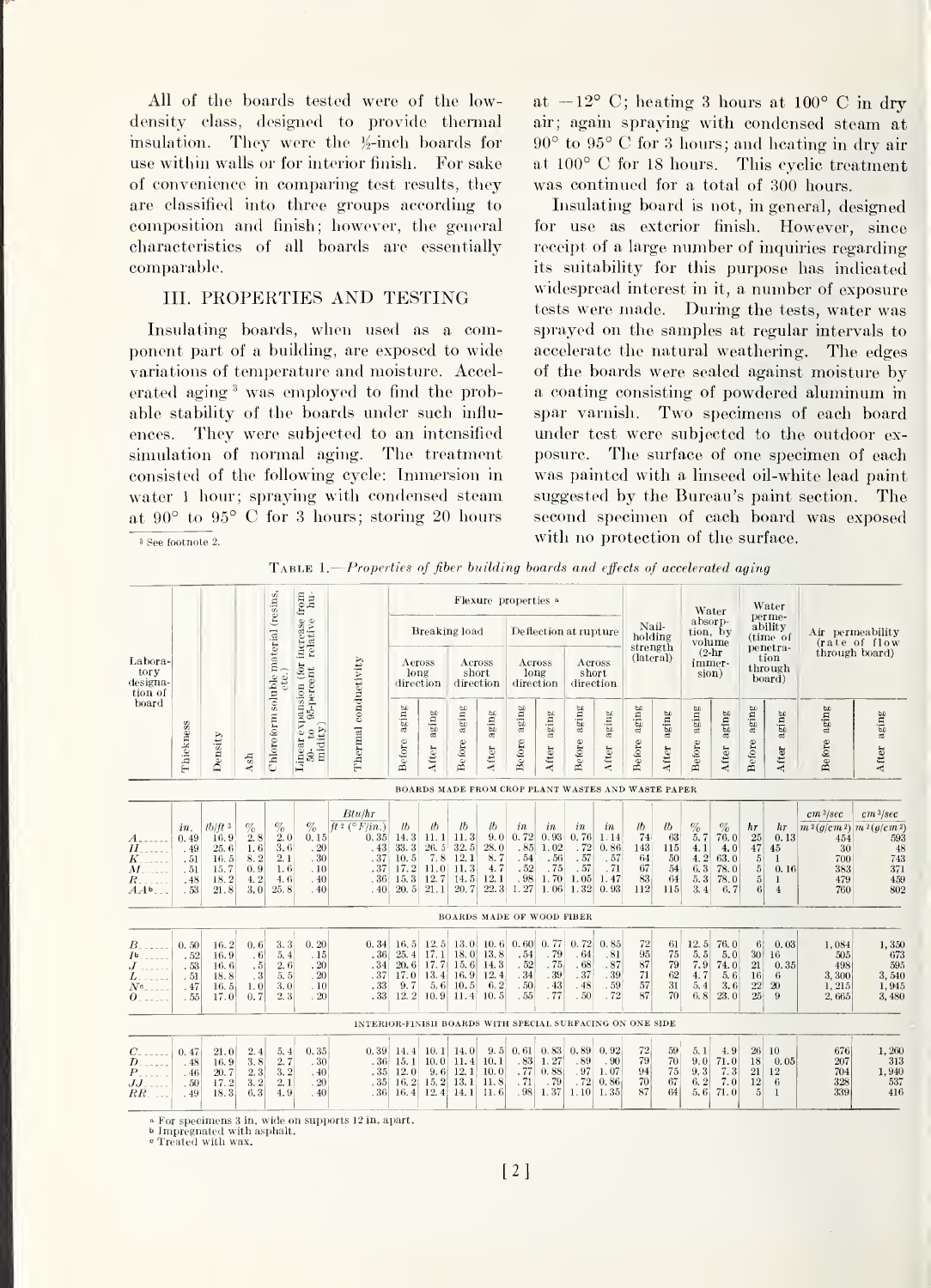All of the boards tested were of the low-density class, designed to provide thermal insulation. They were the ½-inch boards for use within walls or for interior finish. For sake of convenience in comparing test results, they are classified into three groups according to composition and finish; however, the general characteristics of all boards are essentially comparable.

## III. PROPERTIES AND TESTING

Insulating boards, when used as a component part of a building, are exposed to wide variations of temperature and moisture. Accelerated aging [3] was employed to find the probable stability of the boards under such influences. They were subjected to an intensified simulation of normal aging. The treatment consisted of the following cycle: Immersion in water 1 hour; spraying with condensed steam at 90° to 95° C for 3 hours; storing 20 hours at −12° C; heating 3 hours at 100° C in dry air; again spraying with condensed steam at 90° to 95° C for 3 hours; and heating in dry air at 100° C for 18 hours. This cyclic treatment was continued for a total of 300 hours.

Insulating board is not, in general, designed for use as exterior finish. However, since receipt of a large number of inquiries regarding its suitability for this purpose has indicated widespread interest in it, a number of exposure tests were made. During the tests, water was sprayed on the samples at regular intervals to accelerate the natural weathering. The edges of the boards were sealed against moisture by a coating consisting of powdered aluminum in spar varnish. Two specimens of each board under test were subjected to the outdoor exposure. The surface of one specimen of each was painted with a linseed oil-white lead paint suggested by the Bureau's paint section. The second specimen of each board was exposed with no protection of the surface.

[3] See footnote 2.

TABLE 1.—*Properties of fiber building boards and effects of accelerated aging*

| Laboratory designation of board | Thickness | Density | Ash | Chloroform soluble material (resins, etc.) | Linear expansion (for increase from 50- to 95-percent relative humidity) | Thermal conductivity | Flexure properties [a] | | | | | | | | Nail-holding strength (lateral) | | Water absorption, by volume (2-hr immersion) | | Water permeability (time of penetration through board) | | Air permeability (rate of flow through board) | |
|---|---|---|---|---|---|---|---|---|---|---|---|---|---|---|---|---|---|---|---|---|---|---|
| | | | | | | | Breaking load | | | | Deflection at rupture | | | | | | | | | | | |
| | | | | | | | Across long direction | | Across short direction | | Across long direction | | Across short direction | | | | | | | | | |
| | | | | | | | Before aging | After aging | Before aging | After aging | Before aging | After aging | Before aging | After aging | Before aging | After aging | Before aging | After aging | Before aging | After aging | Before aging | After aging |
| **BOARDS MADE FROM CROP PLANT WASTES AND WASTE PAPER** | | | | | | | | | | | | | | | | | | | | | | |
| | *in.* | *lb/ft*³ | % | % | % | *Btu/hr ft*² *(°F/in.)* | *lb* | *lb* | *lb* | *lb* | *in* | *in* | *in* | *in* | *lb* | *lb* | % | % | *hr* | *hr* | *cm*³*/sec m*²*(g/cm*²*)* | *cm*³*/sec m*²*(g/cm*²*)* |
| A | 0.49 | 16.9 | 2.8 | 2.0 | 0.15 | 0.35 | 14.3 | 11.1 | 11.3 | 9.0 | 0.72 | 0.93 | 0.76 | 1.14 | 74 | 63 | 5.7 | 76.0 | 25 | 0.13 | 454 | 593 |
| H | .49 | 25.6 | 1.6 | 3.6 | .20 | .43 | 33.3 | 26.5 | 32.5 | 28.0 | .85 | 1.02 | .72 | 0.86 | 143 | 115 | 4.1 | 4.0 | 47 | 45 | 30 | 48 |
| K | .51 | 16.5 | 8.2 | 2.1 | .30 | .37 | 10.5 | 7.8 | 12.1 | 8.7 | .54 | .56 | .57 | .57 | 64 | 50 | 4.2 | 63.0 | 5 | 1 | 700 | 743 |
| M | .51 | 15.7 | 0.9 | 1.6 | .10 | .37 | 17.2 | 11.0 | 11.3 | 4.7 | .52 | .75 | .57 | .71 | 67 | 54 | 6.3 | 78.0 | 5 | 0.16 | 383 | 371 |
| R | .48 | 18.2 | 4.2 | 4.6 | .40 | .36 | 15.3 | 12.7 | 14.5 | 12.1 | .98 | 1.70 | 1.05 | 1.47 | 83 | 64 | 5.3 | 78.0 | 5 | 1 | 479 | 459 |
| AA [b] | .53 | 21.8 | 3.0 | 25.8 | .40 | .40 | 20.5 | 21.1 | 20.7 | 22.3 | 1.27 | 1.06 | 1.32 | 0.93 | 112 | 115 | 3.4 | 6.7 | 6 | 4 | 760 | 802 |
| **BOARDS MADE OF WOOD FIBER** | | | | | | | | | | | | | | | | | | | | | | |
| B | 0.50 | 16.2 | 0.6 | 3.3 | 0.20 | 0.34 | 16.5 | 12.5 | 13.0 | 10.6 | 0.60 | 0.77 | 0.72 | 0.85 | 72 | 61 | 12.5 | 76.0 | 6 | 0.03 | 1,084 | 1,350 |
| I [b] | .52 | 16.9 | .6 | 5.4 | .15 | .36 | 25.4 | 17.1 | 18.0 | 13.8 | .54 | .79 | .64 | .81 | 95 | 75 | 5.5 | 5.0 | 30 | 16 | 505 | 673 |
| J | .53 | 16.6 | .5 | 2.6 | .20 | .34 | 20.6 | 17.7 | 15.6 | 14.3 | .52 | .75 | .68 | .87 | 87 | 79 | 7.9 | 74.0 | 21 | 0.35 | 498 | 595 |
| L | .51 | 18.8 | .3 | 5.5 | .20 | .37 | 17.0 | 13.4 | 16.9 | 12.4 | .34 | .39 | .37 | .39 | 71 | 62 | 4.7 | 5.6 | 16 | 6 | 3,300 | 3,540 |
| N [c] | .47 | 16.5 | 1.0 | 3.0 | .10 | .33 | 9.7 | 5.6 | 10.5 | 6.2 | .50 | .43 | .48 | .59 | 57 | 31 | 5.4 | 3.6 | 22 | 20 | 1,215 | 1,945 |
| O | .55 | 17.0 | 0.7 | 2.3 | .20 | .33 | 12.2 | 10.9 | 11.4 | 10.5 | .55 | .77 | .50 | .72 | 87 | 70 | 6.8 | 23.0 | 25 | 9 | 2,665 | 3,480 |
| **INTERIOR-FINISH BOARDS WITH SPECIAL SURFACING ON ONE SIDE** | | | | | | | | | | | | | | | | | | | | | | |
| C | 0.47 | 21.0 | 2.4 | 5.4 | 0.35 | 0.39 | 14.4 | 10.1 | 14.0 | 9.5 | 0.61 | 0.83 | 0.89 | 0.92 | 72 | 59 | 5.1 | 4.9 | 26 | 10 | 676 | 1,260 |
| D | .48 | 16.9 | 3.8 | 2.7 | .30 | .36 | 15.1 | 10.0 | 11.4 | 10.1 | .83 | 1.27 | .89 | .90 | 79 | 70 | 9.0 | 71.0 | 18 | 0.05 | 207 | 313 |
| P | .46 | 20.7 | 2.3 | 3.2 | .40 | .35 | 12.0 | 9.6 | 12.1 | 10.0 | .77 | 0.88 | .97 | 1.07 | 94 | 75 | 9.3 | 7.3 | 21 | 12 | 704 | 1,940 |
| JJ | .50 | 17.2 | 3.2 | 2.1 | .20 | .35 | 16.2 | 15.2 | 13.1 | 11.8 | .71 | .79 | .72 | 0.86 | 70 | 67 | 6.2 | 7.0 | 12 | 6 | 328 | 537 |
| RR | .49 | 18.3 | 6.3 | 4.9 | .40 | .36 | 16.4 | 12.4 | 14.1 | 11.6 | .98 | 1.37 | 1.10 | 1.35 | 87 | 64 | 5.6 | 71.0 | 5 | 1 | 339 | 416 |

[a] For specimens 3 in. wide on supports 12 in. apart.
[b] Impregnated with asphalt.
[c] Treated with wax.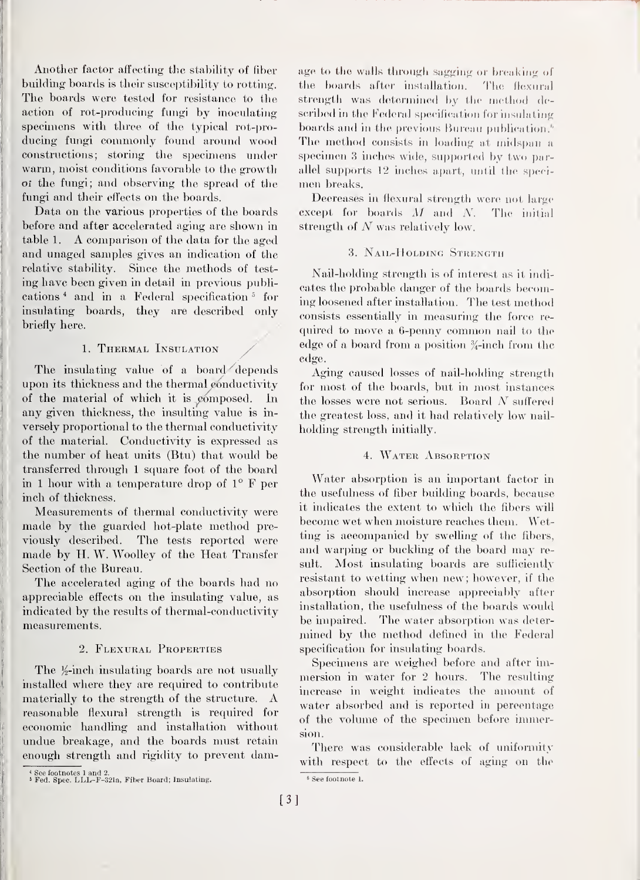Another factor affecting the stability of fiber building boards is their susceptibility to rotting. The boards were tested for resistance to the action of rot-producing fungi by inoculating specimens with three of the typical rot-producing fungi commonly found around wood constructions; storing the specimens under warm, moist conditions favorable to the growth of the fungi; and observing the spread of the fungi and their effects on the boards.

Data on the various properties of the boards before and after accelerated aging are shown in table 1. A comparison of the data for the aged and unaged samples gives an indication of the relative stability. Since the methods of testing have been given in detail in previous publications [4] and in a Federal specification [5] for insulating boards, they are described only briefly here.

### 1. Thermal Insulation

The insulating value of a board depends upon its thickness and the thermal conductivity of the material of which it is composed. In any given thickness, the insulting value is inversely proportional to the thermal conductivity of the material. Conductivity is expressed as the number of heat units (Btu) that would be transferred through 1 square foot of the board in 1 hour with a temperature drop of 1° F per inch of thickness.

Measurements of thermal conductivity were made by the guarded hot-plate method previously described. The tests reported were made by H. W. Woolley of the Heat Transfer Section of the Bureau.

The accelerated aging of the boards had no appreciable effects on the insulating value, as indicated by the results of thermal-conductivity measurements.

### 2. Flexural Properties

The ½-inch insulating boards are not usually installed where they are required to contribute materially to the strength of the structure. A reasonable flexural strength is required for economic handling and installation without undue breakage, and the boards must retain enough strength and rigidity to prevent damage to the walls through sagging or breaking of the boards after installation. The flexural strength was determined by the method described in the Federal specification for insulating boards and in the previous Bureau publication.[6] The method consists in loading at midspan a specimen 3 inches wide, supported by two parallel supports 12 inches apart, until the specimen breaks.

Decreases in flexural strength were not large except for boards *M* and *N*. The initial strength of *N* was relatively low.

### 3. Nail-Holding Strength

Nail-holding strength is of interest as it indicates the probable danger of the boards becoming loosened after installation. The test method consists essentially in measuring the force required to move a 6-penny common nail to the edge of a board from a position ¾-inch from the edge.

Aging caused losses of nail-holding strength for most of the boards, but in most instances the losses were not serious. Board *N* suffered the greatest loss, and it had relatively low nail-holding strength initially.

### 4. Water Absorption

Water absorption is an important factor in the usefulness of fiber building boards, because it indicates the extent to which the fibers will become wet when moisture reaches them. Wetting is accompanied by swelling of the fibers, and warping or buckling of the board may result. Most insulating boards are sufficiently resistant to wetting when new; however, if the absorption should increase appreciably after installation, the usefulness of the boards would be impaired. The water absorption was determined by the method defined in the Federal specification for insulating boards.

Specimens are weighed before and after immersion in water for 2 hours. The resulting increase in weight indicates the amount of water absorbed and is reported in percentage of the volume of the specimen before immersion.

There was considerable lack of uniformity with respect to the effects of aging on the

---

[4] See footnotes 1 and 2.

[5] Fed. Spec. LLL-F-321a, Fiber Board; Insulating.

[6] See footnote 1.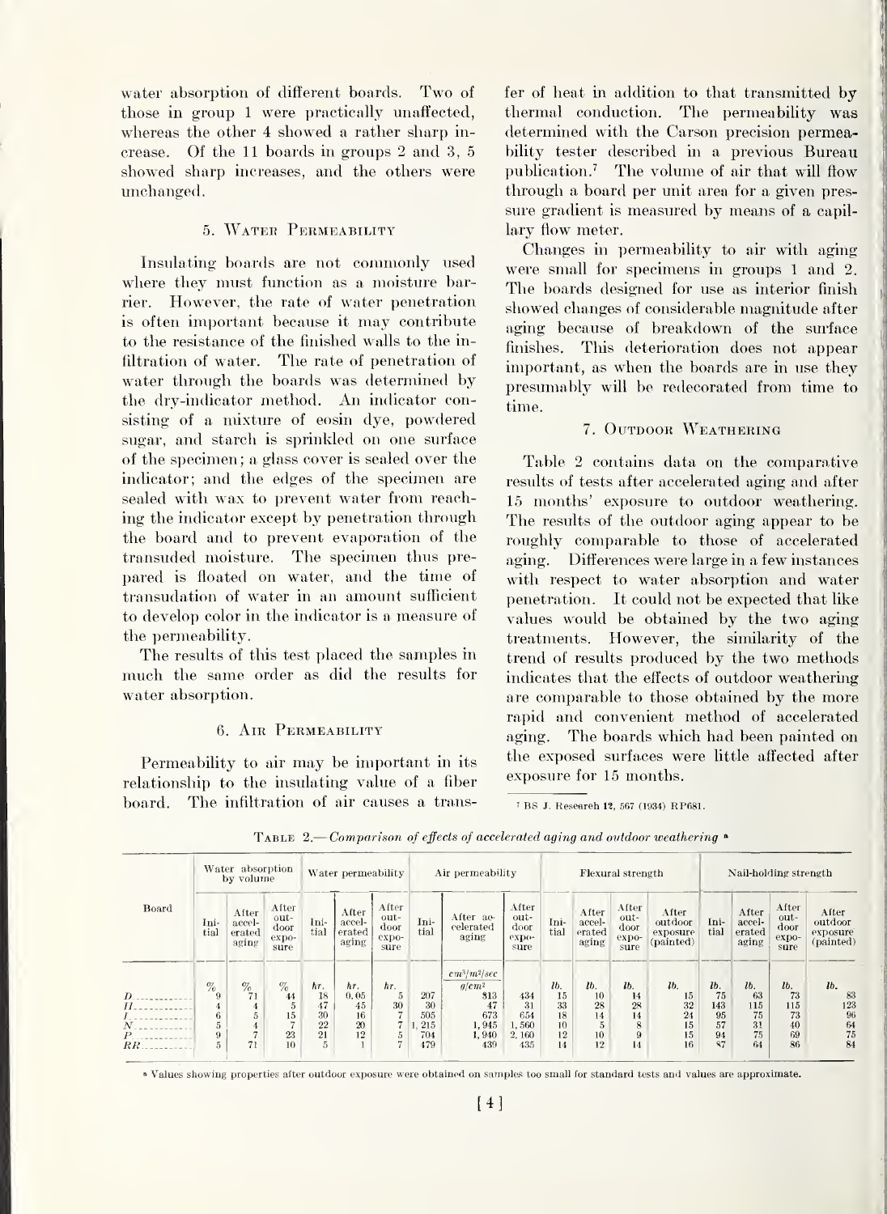water absorption of different boards. Two of those in group 1 were practically unaffected, whereas the other 4 showed a rather sharp increase. Of the 11 boards in groups 2 and 3, 5 showed sharp increases, and the others were unchanged.

### 5. Water Permeability

Insulating boards are not commonly used where they must function as a moisture barrier. However, the rate of water penetration is often important because it may contribute to the resistance of the finished walls to the infiltration of water. The rate of penetration of water through the boards was determined by the dry-indicator method. An indicator consisting of a mixture of eosin dye, powdered sugar, and starch is sprinkled on one surface of the specimen; a glass cover is sealed over the indicator; and the edges of the specimen are sealed with wax to prevent water from reaching the indicator except by penetration through the board and to prevent evaporation of the transuded moisture. The specimen thus prepared is floated on water, and the time of transudation of water in an amount sufficient to develop color in the indicator is a measure of the permeability.

The results of this test placed the samples in much the same order as did the results for water absorption.

### 6. Air Permeability

Permeability to air may be important in its relationship to the insulating value of a fiber board. The infiltration of air causes a transfer of heat in addition to that transmitted by thermal conduction. The permeability was determined with the Carson precision permeability tester described in a previous Bureau publication.[7] The volume of air that will flow through a board per unit area for a given pressure gradient is measured by means of a capillary flow meter.

Changes in permeability to air with aging were small for specimens in groups 1 and 2. The boards designed for use as interior finish showed changes of considerable magnitude after aging because of breakdown of the surface finishes. This deterioration does not appear important, as when the boards are in use they presumably will be redecorated from time to time.

### 7. Outdoor Weathering

Table 2 contains data on the comparative results of tests after accelerated aging and after 15 months' exposure to outdoor weathering. The results of the outdoor aging appear to be roughly comparable to those of accelerated aging. Differences were large in a few instances with respect to water absorption and water penetration. It could not be expected that like values would be obtained by the two aging treatments. However, the similarity of the trend of results produced by the two methods indicates that the effects of outdoor weathering are comparable to those obtained by the more rapid and convenient method of accelerated aging. The boards which had been painted on the exposed surfaces were little affected after exposure for 15 months.

[7] BS J. Research 12, 567 (1934) RP681.

Table 2.—*Comparison of effects of accelerated aging and outdoor weathering* [a]

| Board | Water absorption by volume | | | Water permeability | | | Air permeability | | | Flexural strength | | | | Nail-holding strength | | | |
|---|---|---|---|---|---|---|---|---|---|---|---|---|---|---|---|---|---|
| | Initial | After accelerated aging | After outdoor exposure | Initial | After accelerated aging | After outdoor exposure | Initial | After accelerated aging | After outdoor exposure | Initial | After accelerated aging | After outdoor exposure | After outdoor exposure (painted) | Initial | After accelerated aging | After outdoor exposure | After outdoor exposure (painted) |
| | % | % | % | hr. | hr. | hr. | | $cm^3/m^2/sec$ g/cm² | | lb. | lb. | lb. | lb. | lb. | lb. | lb. | lb. |
| D | 9 | 71 | 44 | 18 | 0.05 | 5 | 207 | 813 | 434 | 15 | 10 | 14 | 15 | 75 | 63 | 73 | 83 |
| H | 4 | 4 | 5 | 47 | 45 | 30 | 30 | 47 | 31 | 33 | 28 | 28 | 32 | 143 | 115 | 115 | 123 |
| I | 6 | 5 | 15 | 30 | 16 | 7 | 505 | 673 | 654 | 18 | 14 | 14 | 24 | 95 | 75 | 73 | 96 |
| N | 5 | 4 | 7 | 22 | 20 | 7 | 1,215 | 1,945 | 1,560 | 10 | 5 | 8 | 15 | 57 | 31 | 40 | 64 |
| P | 9 | 7 | 23 | 21 | 12 | 5 | 704 | 1,940 | 2,160 | 12 | 10 | 9 | 15 | 94 | 75 | 69 | 75 |
| RR | 5 | 71 | 10 | 5 | 1 | 7 | 479 | 439 | 435 | 14 | 12 | 14 | 16 | 87 | 64 | 86 | 84 |

[a] Values showing properties after outdoor exposure were obtained on samples too small for standard tests and values are approximate.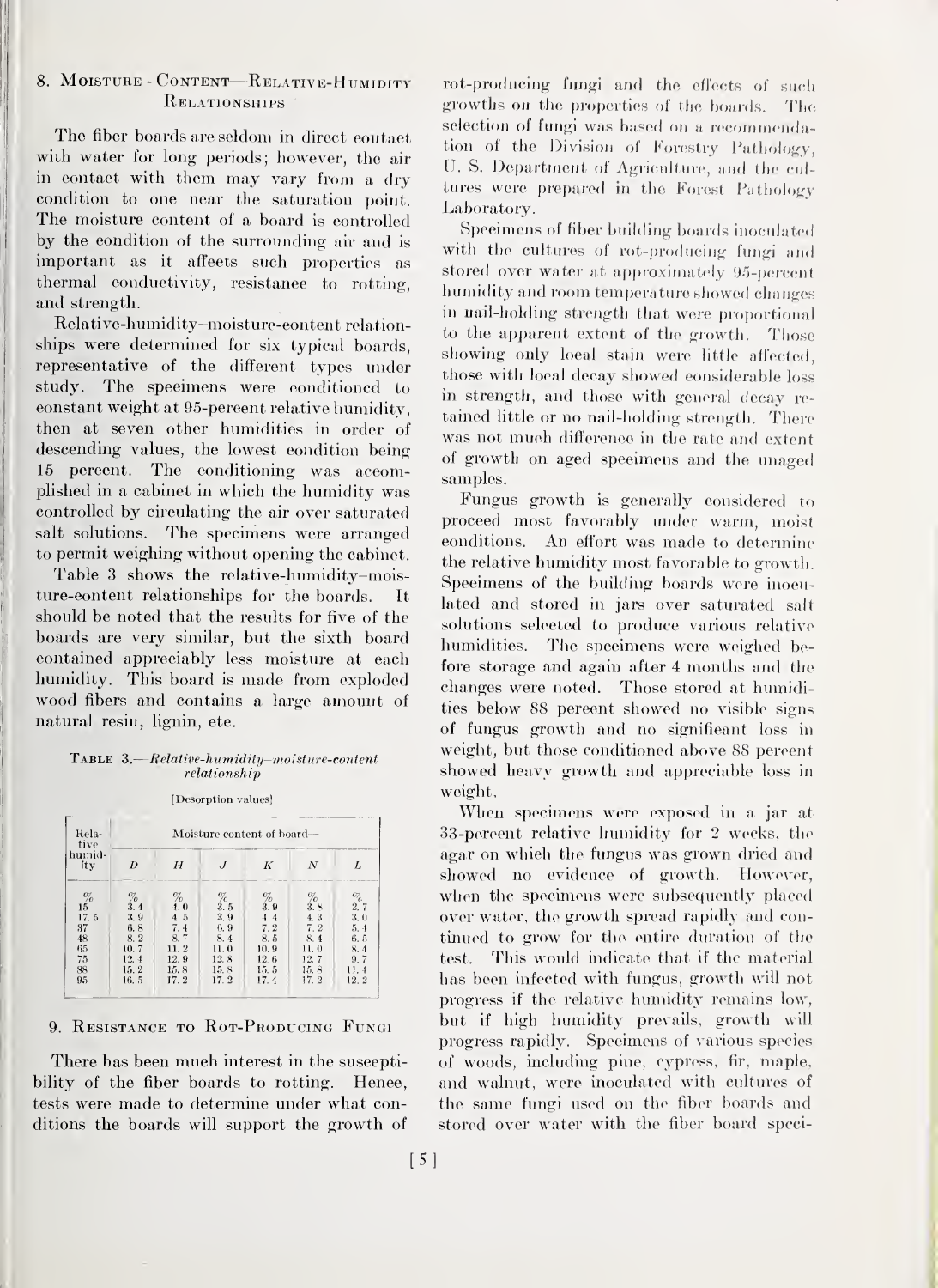## 8. Moisture-Content—Relative-Humidity Relationships

The fiber boards are seldom in direct contact with water for long periods; however, the air in contact with them may vary from a dry condition to one near the saturation point. The moisture content of a board is controlled by the condition of the surrounding air and is important as it affects such properties as thermal conductivity, resistance to rotting, and strength.

Relative-humidity–moisture-content relationships were determined for six typical boards, representative of the different types under study. The specimens were conditioned to constant weight at 95-percent relative humidity, then at seven other humidities in order of descending values, the lowest condition being 15 percent. The conditioning was accomplished in a cabinet in which the humidity was controlled by circulating the air over saturated salt solutions. The specimens were arranged to permit weighing without opening the cabinet.

Table 3 shows the relative-humidity–moisture-content relationships for the boards. It should be noted that the results for five of the boards are very similar, but the sixth board contained appreciably less moisture at each humidity. This board is made from exploded wood fibers and contains a large amount of natural resin, lignin, etc.

Table 3.—*Relative-humidity–moisture-content relationship*

[Desorption values]

| Relative humidity | Moisture content of board— | | | | | |
|---|---|---|---|---|---|---|
| | D | H | J | K | N | L |
| % | % | % | % | % | % | % |
| 15 | 3.4 | 4.0 | 3.5 | 3.9 | 3.8 | 2.7 |
| 17.5 | 3.9 | 4.5 | 3.9 | 4.4 | 4.3 | 3.0 |
| 37 | 6.8 | 7.4 | 6.9 | 7.2 | 7.2 | 5.4 |
| 48 | 8.2 | 8.7 | 8.4 | 8.5 | 8.4 | 6.5 |
| 65 | 10.7 | 11.2 | 11.0 | 10.9 | 11.0 | 8.4 |
| 75 | 12.4 | 12.9 | 12.8 | 12.6 | 12.7 | 9.7 |
| 88 | 15.2 | 15.8 | 15.8 | 15.5 | 15.8 | 11.4 |
| 95 | 16.5 | 17.2 | 17.2 | 17.4 | 17.2 | 12.2 |

## 9. Resistance to Rot-Producing Fungi

There has been much interest in the susceptibility of the fiber boards to rotting. Hence, tests were made to determine under what conditions the boards will support the growth of rot-producing fungi and the effects of such growths on the properties of the boards. The selection of fungi was based on a recommendation of the Division of Forestry Pathology, U. S. Department of Agriculture, and the cultures were prepared in the Forest Pathology Laboratory.

Specimens of fiber building boards inoculated with the cultures of rot-producing fungi and stored over water at approximately 95-percent humidity and room temperature showed changes in nail-holding strength that were proportional to the apparent extent of the growth. Those showing only local stain were little affected, those with local decay showed considerable loss in strength, and those with general decay retained little or no nail-holding strength. There was not much difference in the rate and extent of growth on aged specimens and the unaged samples.

Fungus growth is generally considered to proceed most favorably under warm, moist conditions. An effort was made to determine the relative humidity most favorable to growth. Specimens of the building boards were inoculated and stored in jars over saturated salt solutions selected to produce various relative humidities. The specimens were weighed before storage and again after 4 months and the changes were noted. Those stored at humidities below 88 percent showed no visible signs of fungus growth and no significant loss in weight, but those conditioned above 88 percent showed heavy growth and appreciable loss in weight.

When specimens were exposed in a jar at 33-percent relative humidity for 2 weeks, the agar on which the fungus was grown dried and showed no evidence of growth. However, when the specimens were subsequently placed over water, the growth spread rapidly and continued to grow for the entire duration of the test. This would indicate that if the material has been infected with fungus, growth will not progress if the relative humidity remains low, but if high humidity prevails, growth will progress rapidly. Specimens of various species of woods, including pine, cypress, fir, maple, and walnut, were inoculated with cultures of the same fungi used on the fiber boards and stored over water with the fiber board speci-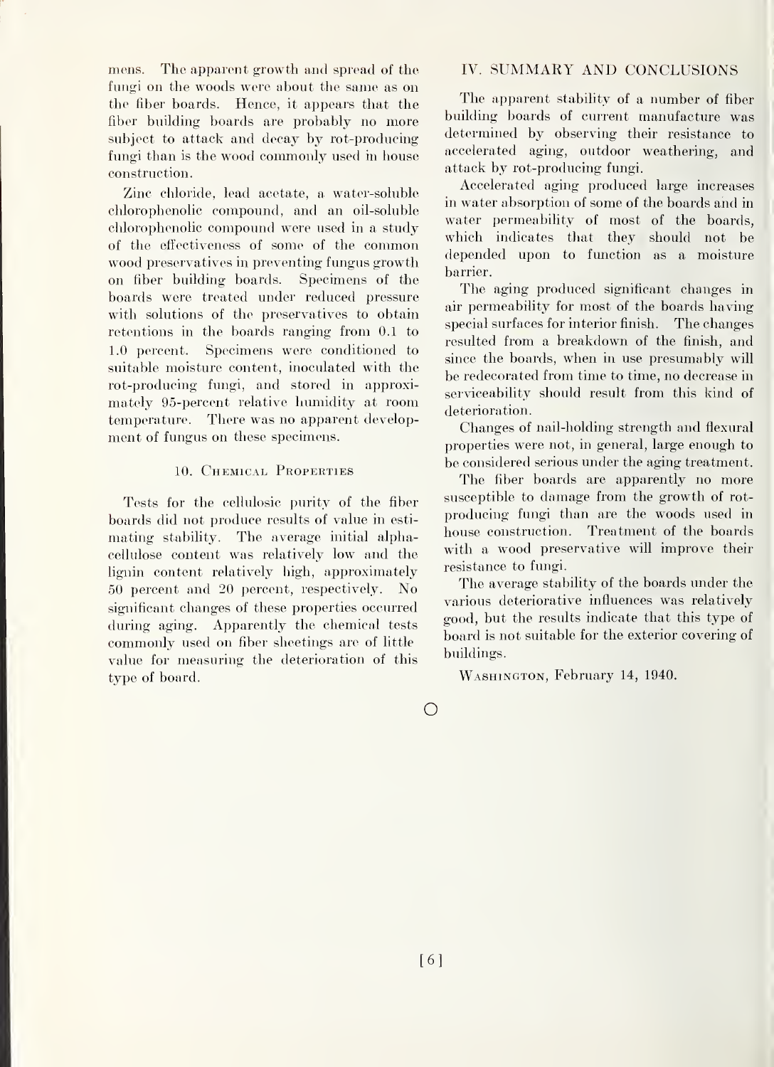mens. The apparent growth and spread of the fungi on the woods were about the same as on the fiber boards. Hence, it appears that the fiber building boards are probably no more subject to attack and decay by rot-producing fungi than is the wood commonly used in house construction.

Zinc chloride, lead acetate, a water-soluble chlorophenolic compound, and an oil-soluble chlorophenolic compound were used in a study of the effectiveness of some of the common wood preservatives in preventing fungus growth on fiber building boards. Specimens of the boards were treated under reduced pressure with solutions of the preservatives to obtain retentions in the boards ranging from 0.1 to 1.0 percent. Specimens were conditioned to suitable moisture content, inoculated with the rot-producing fungi, and stored in approximately 95-percent relative humidity at room temperature. There was no apparent development of fungus on these specimens.

### 10. Chemical Properties

Tests for the cellulosic purity of the fiber boards did not produce results of value in estimating stability. The average initial alpha-cellulose content was relatively low and the lignin content relatively high, approximately 50 percent and 20 percent, respectively. No significant changes of these properties occurred during aging. Apparently the chemical tests commonly used on fiber sheetings are of little value for measuring the deterioration of this type of board.

## IV. SUMMARY AND CONCLUSIONS

The apparent stability of a number of fiber building boards of current manufacture was determined by observing their resistance to accelerated aging, outdoor weathering, and attack by rot-producing fungi.

Accelerated aging produced large increases in water absorption of some of the boards and in water permeability of most of the boards, which indicates that they should not be depended upon to function as a moisture barrier.

The aging produced significant changes in air permeability for most of the boards having special surfaces for interior finish. The changes resulted from a breakdown of the finish, and since the boards, when in use presumably will be redecorated from time to time, no decrease in serviceability should result from this kind of deterioration.

Changes of nail-holding strength and flexural properties were not, in general, large enough to be considered serious under the aging treatment.

The fiber boards are apparently no more susceptible to damage from the growth of rot-producing fungi than are the woods used in house construction. Treatment of the boards with a wood preservative will improve their resistance to fungi.

The average stability of the boards under the various deteriorative influences was relatively good, but the results indicate that this type of board is not suitable for the exterior covering of buildings.

Washington, February 14, 1940.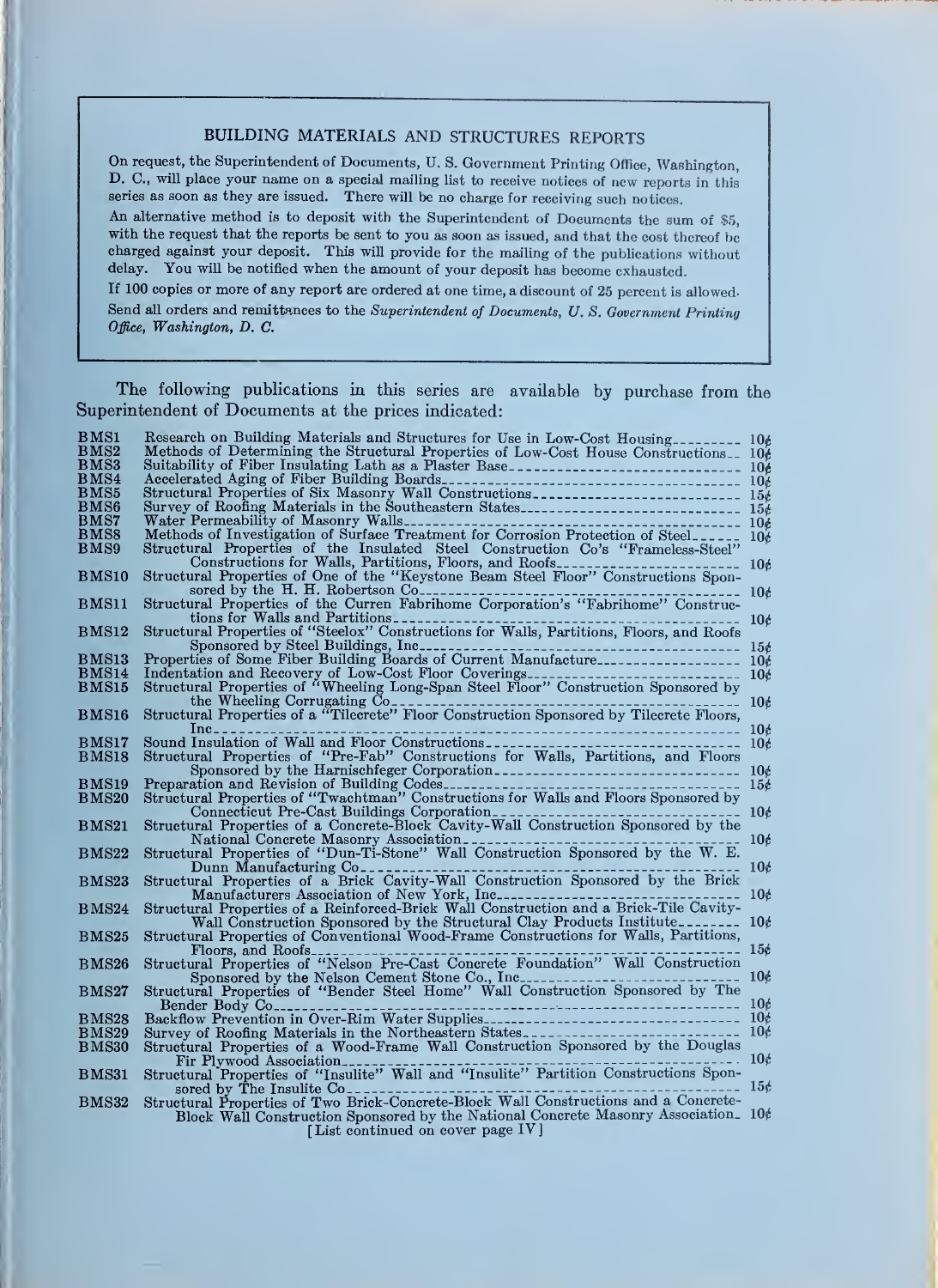## BUILDING MATERIALS AND STRUCTURES REPORTS

On request, the Superintendent of Documents, U. S. Government Printing Office, Washington, D. C., will place your name on a special mailing list to receive notices of new reports in this series as soon as they are issued. There will be no charge for receiving such notices.

An alternative method is to deposit with the Superintendent of Documents the sum of $5, with the request that the reports be sent to you as soon as issued, and that the cost thereof be charged against your deposit. This will provide for the mailing of the publications without delay. You will be notified when the amount of your deposit has become exhausted.

If 100 copies or more of any report are ordered at one time, a discount of 25 percent is allowed.

Send all orders and remittances to the *Superintendent of Documents, U. S. Government Printing Office, Washington, D. C.*

The following publications in this series are available by purchase from the Superintendent of Documents at the prices indicated:

| | | |
|---|---|---|
| BMS1 | Research on Building Materials and Structures for Use in Low-Cost Housing | 10¢ |
| BMS2 | Methods of Determining the Structural Properties of Low-Cost House Constructions | 10¢ |
| BMS3 | Suitability of Fiber Insulating Lath as a Plaster Base | 10¢ |
| BMS4 | Accelerated Aging of Fiber Building Boards | 10¢ |
| BMS5 | Structural Properties of Six Masonry Wall Constructions | 15¢ |
| BMS6 | Survey of Roofing Materials in the Southeastern States | 15¢ |
| BMS7 | Water Permeability of Masonry Walls | 10¢ |
| BMS8 | Methods of Investigation of Surface Treatment for Corrosion Protection of Steel | 10¢ |
| BMS9 | Structural Properties of the Insulated Steel Construction Co's "Frameless-Steel" Constructions for Walls, Partitions, Floors, and Roofs | 10¢ |
| BMS10 | Structural Properties of One of the "Keystone Beam Steel Floor" Constructions Sponsored by the H. H. Robertson Co | 10¢ |
| BMS11 | Structural Properties of the Curren Fabrihome Corporation's "Fabrihome" Constructions for Walls and Partitions | 10¢ |
| BMS12 | Structural Properties of "Steelox" Constructions for Walls, Partitions, Floors, and Roofs Sponsored by Steel Buildings, Inc | 15¢ |
| BMS13 | Properties of Some Fiber Building Boards of Current Manufacture | 10¢ |
| BMS14 | Indentation and Recovery of Low-Cost Floor Coverings | 10¢ |
| BMS15 | Structural Properties of "Wheeling Long-Span Steel Floor" Construction Sponsored by the Wheeling Corrugating Co | 10¢ |
| BMS16 | Structural Properties of a "Tilecrete" Floor Construction Sponsored by Tilecrete Floors, Inc | 10¢ |
| BMS17 | Sound Insulation of Wall and Floor Constructions | 10¢ |
| BMS18 | Structural Properties of "Pre-Fab" Constructions for Walls, Partitions, and Floors Sponsored by the Harnischfeger Corporation | 10¢ |
| BMS19 | Preparation and Revision of Building Codes | 15¢ |
| BMS20 | Structural Properties of "Twachtman" Constructions for Walls and Floors Sponsored by Connecticut Pre-Cast Buildings Corporation | 10¢ |
| BMS21 | Structural Properties of a Concrete-Block Cavity-Wall Construction Sponsored by the National Concrete Masonry Association | 10¢ |
| BMS22 | Structural Properties of "Dun-Ti-Stone" Wall Construction Sponsored by the W. E. Dunn Manufacturing Co | 10¢ |
| BMS23 | Structural Properties of a Brick Cavity-Wall Construction Sponsored by the Brick Manufacturers Association of New York, Inc | 10¢ |
| BMS24 | Structural Properties of a Reinforced-Brick Wall Construction and a Brick-Tile Cavity-Wall Construction Sponsored by the Structural Clay Products Institute | 10¢ |
| BMS25 | Structural Properties of Conventional Wood-Frame Constructions for Walls, Partitions, Floors, and Roofs | 15¢ |
| BMS26 | Structural Properties of "Nelson Pre-Cast Concrete Foundation" Wall Construction Sponsored by the Nelson Cement Stone Co., Inc | 10¢ |
| BMS27 | Structural Properties of "Bender Steel Home" Wall Construction Sponsored by The Bender Body Co | 10¢ |
| BMS28 | Backflow Prevention in Over-Rim Water Supplies | 10¢ |
| BMS29 | Survey of Roofing Materials in the Northeastern States | 10¢ |
| BMS30 | Structural Properties of a Wood-Frame Wall Construction Sponsored by the Douglas Fir Plywood Association | 10¢ |
| BMS31 | Structural Properties of "Insulite" Wall and "Insulite" Partition Constructions Sponsored by The Insulite Co | 15¢ |
| BMS32 | Structural Properties of Two Brick-Concrete-Block Wall Constructions and a Concrete-Block Wall Construction Sponsored by the National Concrete Masonry Association | 10¢ |

[List continued on cover page IV]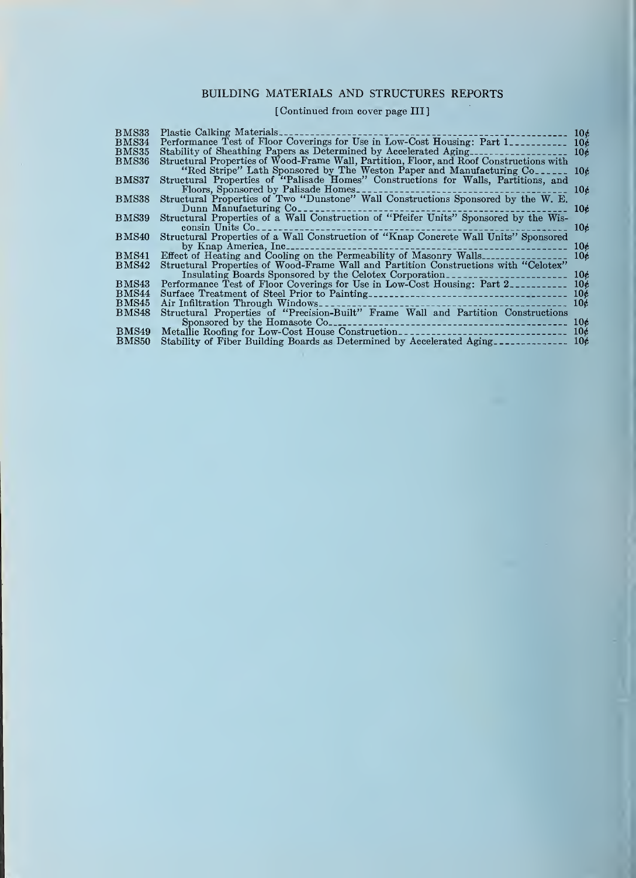# BUILDING MATERIALS AND STRUCTURES REPORTS

[Continued from cover page III]

| | | |
|---|---|---|
| BMS33 | Plastic Calking Materials | 10¢ |
| BMS34 | Performance Test of Floor Coverings for Use in Low-Cost Housing: Part 1 | 10¢ |
| BMS35 | Stability of Sheathing Papers as Determined by Accelerated Aging | 10¢ |
| BMS36 | Structural Properties of Wood-Frame Wall, Partition, Floor, and Roof Constructions with "Red Stripe" Lath Sponsored by The Weston Paper and Manufacturing Co | 10¢ |
| BMS37 | Structural Properties of "Palisade Homes" Constructions for Walls, Partitions, and Floors, Sponsored by Palisade Homes | 10¢ |
| BMS38 | Structural Properties of Two "Dunstone" Wall Constructions Sponsored by the W. E. Dunn Manufacturing Co | 10¢ |
| BMS39 | Structural Properties of a Wall Construction of "Pfeifer Units" Sponsored by the Wisconsin Units Co | 10¢ |
| BMS40 | Structural Properties of a Wall Construction of "Knap Concrete Wall Units" Sponsored by Knap America, Inc | 10¢ |
| BMS41 | Effect of Heating and Cooling on the Permeability of Masonry Walls | 10¢ |
| BMS42 | Structural Properties of Wood-Frame Wall and Partition Constructions with "Celotex" Insulating Boards Sponsored by the Celotex Corporation | 10¢ |
| BMS43 | Performance Test of Floor Coverings for Use in Low-Cost Housing: Part 2 | 10¢ |
| BMS44 | Surface Treatment of Steel Prior to Painting | 10¢ |
| BMS45 | Air Infiltration Through Windows | 10¢ |
| BMS48 | Structural Properties of "Precision-Built" Frame Wall and Partition Constructions Sponsored by the Homasote Co | 10¢ |
| BMS49 | Metallic Roofing for Low-Cost House Construction | 10¢ |
| BMS50 | Stability of Fiber Building Boards as Determined by Accelerated Aging | 10¢ |